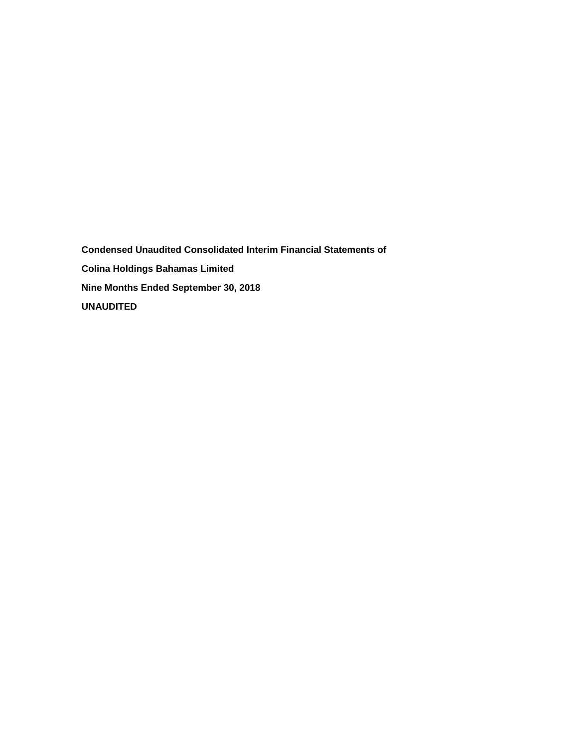**Condensed Unaudited Consolidated Interim Financial Statements of**

**Colina Holdings Bahamas Limited**

**Nine Months Ended September 30, 2018**

**UNAUDITED**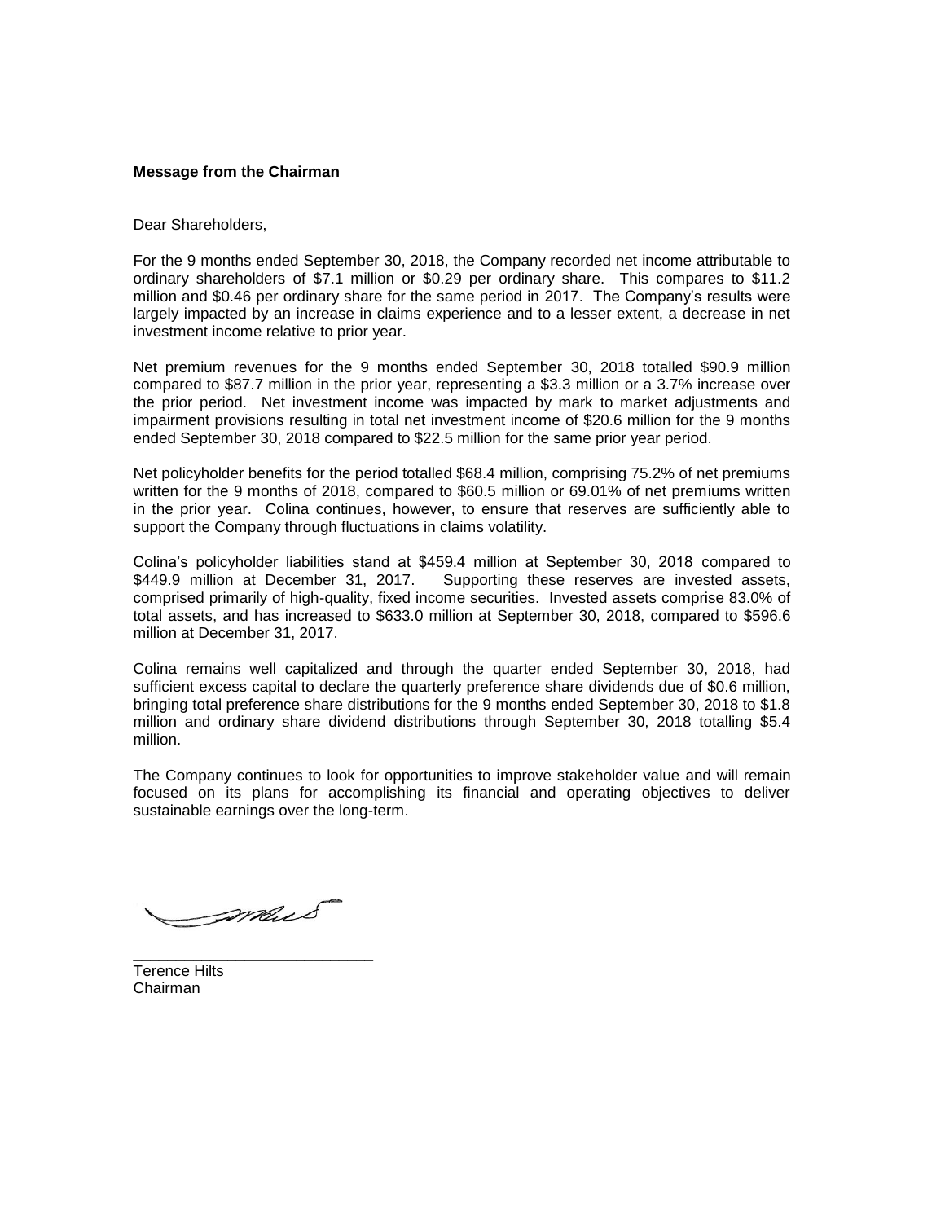**Message from the Chairman**

Dear Shareholders,

For the 9 months ended September 30, 2018, the Company recorded net income attributable to ordinary shareholders of $7.1 million or $0.29 per ordinary share. This compares to $11.2 million and $0.46 per ordinary share for the same period in 2017. The Company's results were largely impacted by an increase in claims experience and to a lesser extent, a decrease in net investment income relative to prior year.

Net premium revenues for the 9 months ended September 30, 2018 totalled $90.9 million compared to $87.7 million in the prior year, representing a $3.3 million or a 3.7% increase over the prior period. Net investment income was impacted by mark to market adjustments and impairment provisions resulting in total net investment income of $20.6 million for the 9 months ended September 30, 2018 compared to $22.5 million for the same prior year period.

Net policyholder benefits for the period totalled $68.4 million, comprising 75.2% of net premiums written for the 9 months of 2018, compared to $60.5 million or 69.01% of net premiums written in the prior year. Colina continues, however, to ensure that reserves are sufficiently able to support the Company through fluctuations in claims volatility.

Colina's policyholder liabilities stand at $459.4 million at September 30, 2018 compared to $449.9 million at December 31, 2017. Supporting these reserves are invested assets, comprised primarily of high-quality, fixed income securities. Invested assets comprise 83.0% of total assets, and has increased to $633.0 million at September 30, 2018, compared to $596.6 million at December 31, 2017.

Colina remains well capitalized and through the quarter ended September 30, 2018, had sufficient excess capital to declare the quarterly preference share dividends due of $0.6 million, bringing total preference share distributions for the 9 months ended September 30, 2018 to $1.8 million and ordinary share dividend distributions through September 30, 2018 totalling $5.4 million.

The Company continues to look for opportunities to improve stakeholder value and will remain focused on its plans for accomplishing its financial and operating objectives to deliver sustainable earnings over the long-term.

\_\_\_\_\_\_\_\_\_\_\_\_\_\_\_\_\_\_\_\_\_\_\_\_\_\_\_\_

Terence Hilts
Chairman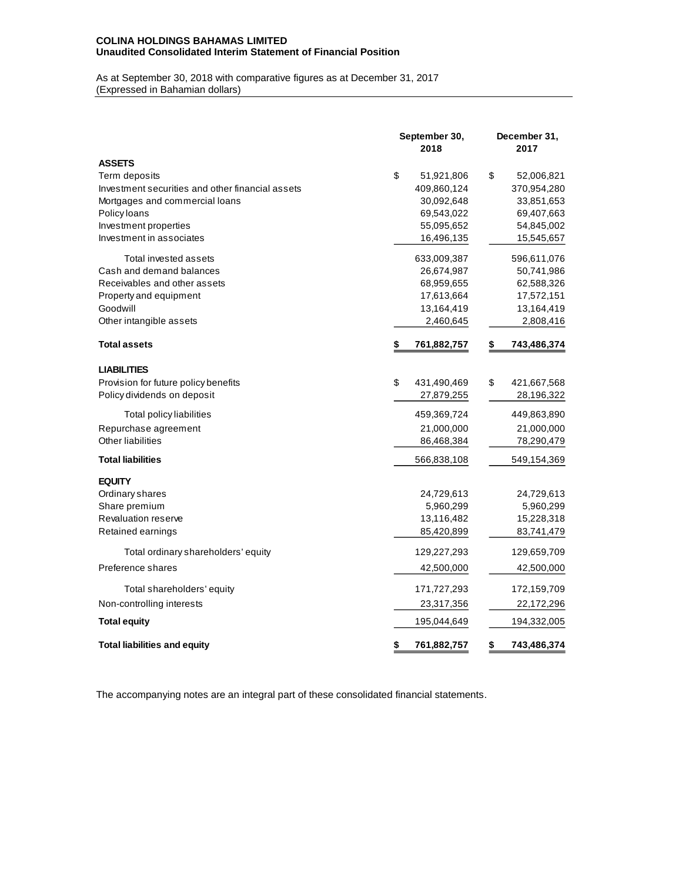**COLINA HOLDINGS BAHAMAS LIMITED**
**Unaudited Consolidated Interim Statement of Financial Position**

As at September 30, 2018 with comparative figures as at December 31, 2017
(Expressed in Bahamian dollars)

| | September 30, 2018 | December 31, 2017 |
|---|---|---|
| **ASSETS** | | |
| Term deposits | $ 51,921,806 | $ 52,006,821 |
| Investment securities and other financial assets | 409,860,124 | 370,954,280 |
| Mortgages and commercial loans | 30,092,648 | 33,851,653 |
| Policy loans | 69,543,022 | 69,407,663 |
| Investment properties | 55,095,652 | 54,845,002 |
| Investment in associates | 16,496,135 | 15,545,657 |
| Total invested assets | 633,009,387 | 596,611,076 |
| Cash and demand balances | 26,674,987 | 50,741,986 |
| Receivables and other assets | 68,959,655 | 62,588,326 |
| Property and equipment | 17,613,664 | 17,572,151 |
| Goodwill | 13,164,419 | 13,164,419 |
| Other intangible assets | 2,460,645 | 2,808,416 |
| **Total assets** | **$ 761,882,757** | **$ 743,486,374** |
| **LIABILITIES** | | |
| Provision for future policy benefits | $ 431,490,469 | $ 421,667,568 |
| Policy dividends on deposit | 27,879,255 | 28,196,322 |
| Total policy liabilities | 459,369,724 | 449,863,890 |
| Repurchase agreement | 21,000,000 | 21,000,000 |
| Other liabilities | 86,468,384 | 78,290,479 |
| **Total liabilities** | 566,838,108 | 549,154,369 |
| **EQUITY** | | |
| Ordinary shares | 24,729,613 | 24,729,613 |
| Share premium | 5,960,299 | 5,960,299 |
| Revaluation reserve | 13,116,482 | 15,228,318 |
| Retained earnings | 85,420,899 | 83,741,479 |
| Total ordinary shareholders' equity | 129,227,293 | 129,659,709 |
| Preference shares | 42,500,000 | 42,500,000 |
| Total shareholders' equity | 171,727,293 | 172,159,709 |
| Non-controlling interests | 23,317,356 | 22,172,296 |
| **Total equity** | 195,044,649 | 194,332,005 |
| **Total liabilities and equity** | **$ 761,882,757** | **$ 743,486,374** |

The accompanying notes are an integral part of these consolidated financial statements.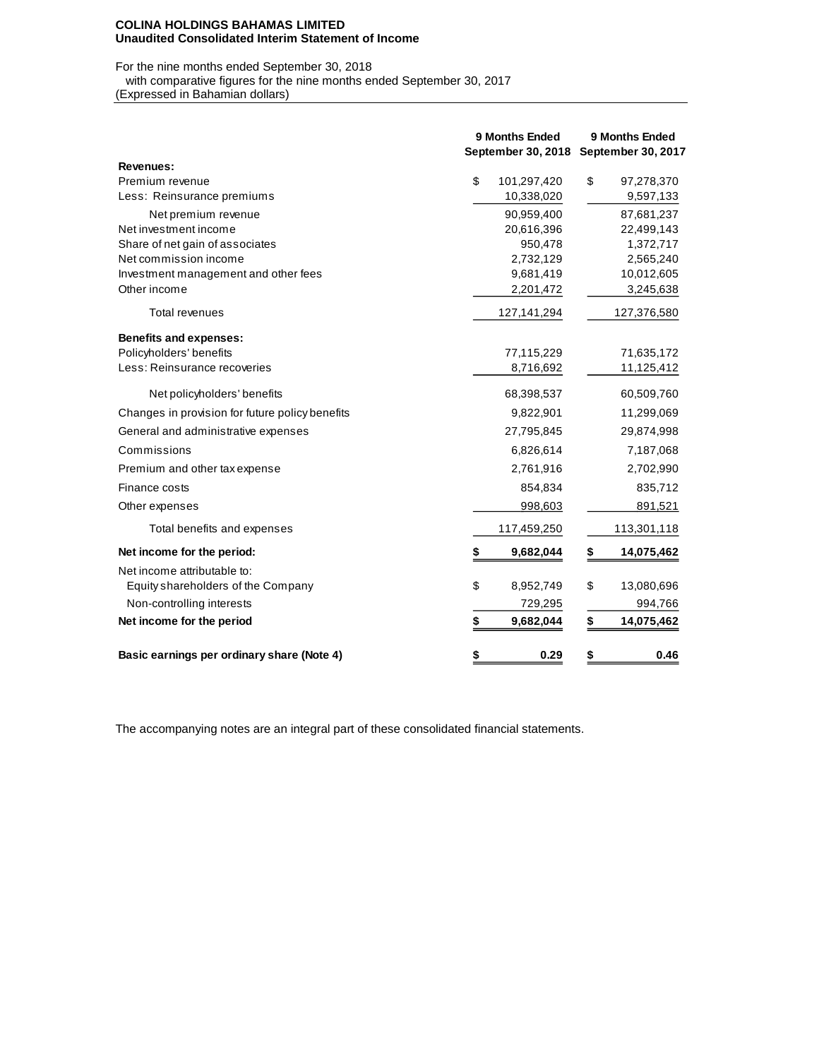**COLINA HOLDINGS BAHAMAS LIMITED**
**Unaudited Consolidated Interim Statement of Income**

For the nine months ended September 30, 2018
with comparative figures for the nine months ended September 30, 2017
(Expressed in Bahamian dollars)

| | 9 Months Ended September 30, 2018 | 9 Months Ended September 30, 2017 |
|---|---|---|
| **Revenues:** | | |
| Premium revenue | $ 101,297,420 | $ 97,278,370 |
| Less: Reinsurance premiums | 10,338,020 | 9,597,133 |
| Net premium revenue | 90,959,400 | 87,681,237 |
| Net investment income | 20,616,396 | 22,499,143 |
| Share of net gain of associates | 950,478 | 1,372,717 |
| Net commission income | 2,732,129 | 2,565,240 |
| Investment management and other fees | 9,681,419 | 10,012,605 |
| Other income | 2,201,472 | 3,245,638 |
| Total revenues | 127,141,294 | 127,376,580 |
| **Benefits and expenses:** | | |
| Policyholders' benefits | 77,115,229 | 71,635,172 |
| Less: Reinsurance recoveries | 8,716,692 | 11,125,412 |
| Net policyholders' benefits | 68,398,537 | 60,509,760 |
| Changes in provision for future policy benefits | 9,822,901 | 11,299,069 |
| General and administrative expenses | 27,795,845 | 29,874,998 |
| Commissions | 6,826,614 | 7,187,068 |
| Premium and other tax expense | 2,761,916 | 2,702,990 |
| Finance costs | 854,834 | 835,712 |
| Other expenses | 998,603 | 891,521 |
| Total benefits and expenses | 117,459,250 | 113,301,118 |
| **Net income for the period:** | **$ 9,682,044** | **$ 14,075,462** |
| Net income attributable to: | | |
| Equity shareholders of the Company | $ 8,952,749 | $ 13,080,696 |
| Non-controlling interests | 729,295 | 994,766 |
| **Net income for the period** | **$ 9,682,044** | **$ 14,075,462** |
| **Basic earnings per ordinary share (Note 4)** | **$ 0.29** | **$ 0.46** |

The accompanying notes are an integral part of these consolidated financial statements.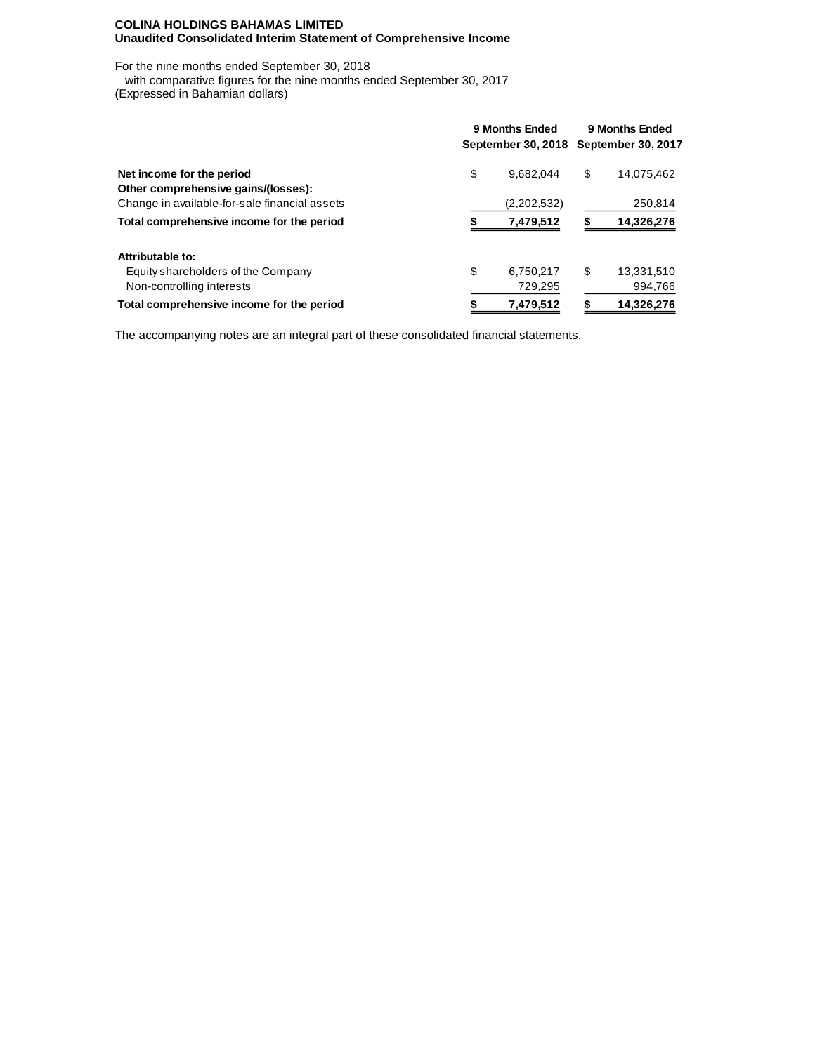**COLINA HOLDINGS BAHAMAS LIMITED**
**Unaudited Consolidated Interim Statement of Comprehensive Income**

For the nine months ended September 30, 2018
with comparative figures for the nine months ended September 30, 2017
(Expressed in Bahamian dollars)

| | 9 Months Ended September 30, 2018 | 9 Months Ended September 30, 2017 |
|---|---|---|
| **Net income for the period** | $ 9,682,044 | $ 14,075,462 |
| **Other comprehensive gains/(losses):** | | |
| Change in available-for-sale financial assets | (2,202,532) | 250,814 |
| **Total comprehensive income for the period** | **$ 7,479,512** | **$ 14,326,276** |
| | | |
| **Attributable to:** | | |
| Equity shareholders of the Company | $ 6,750,217 | $ 13,331,510 |
| Non-controlling interests | 729,295 | 994,766 |
| **Total comprehensive income for the period** | **$ 7,479,512** | **$ 14,326,276** |

The accompanying notes are an integral part of these consolidated financial statements.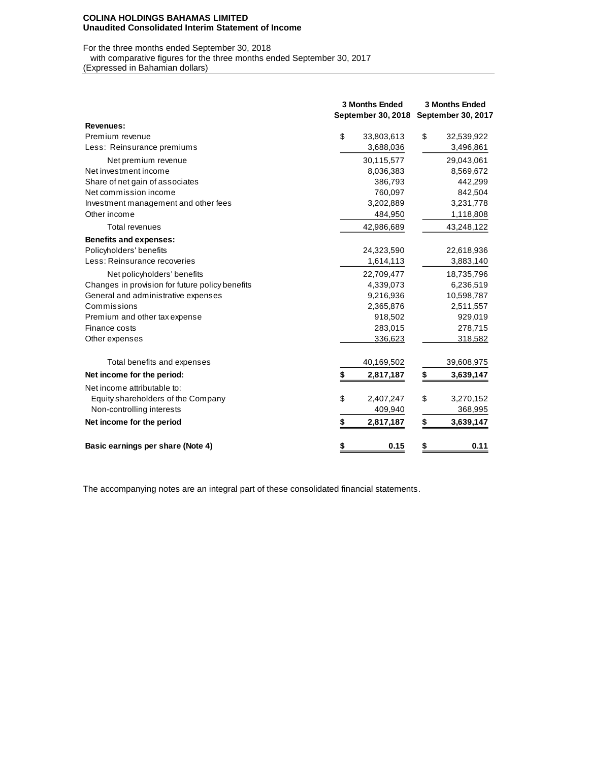**COLINA HOLDINGS BAHAMAS LIMITED**
**Unaudited Consolidated Interim Statement of Income**

For the three months ended September 30, 2018
with comparative figures for the three months ended September 30, 2017
(Expressed in Bahamian dollars)

| | 3 Months Ended September 30, 2018 | 3 Months Ended September 30, 2017 |
|---|---|---|
| **Revenues:** | | |
| Premium revenue | $ 33,803,613 | $ 32,539,922 |
| Less: Reinsurance premiums | 3,688,036 | 3,496,861 |
| Net premium revenue | 30,115,577 | 29,043,061 |
| Net investment income | 8,036,383 | 8,569,672 |
| Share of net gain of associates | 386,793 | 442,299 |
| Net commission income | 760,097 | 842,504 |
| Investment management and other fees | 3,202,889 | 3,231,778 |
| Other income | 484,950 | 1,118,808 |
| Total revenues | 42,986,689 | 43,248,122 |
| **Benefits and expenses:** | | |
| Policyholders' benefits | 24,323,590 | 22,618,936 |
| Less: Reinsurance recoveries | 1,614,113 | 3,883,140 |
| Net policyholders' benefits | 22,709,477 | 18,735,796 |
| Changes in provision for future policy benefits | 4,339,073 | 6,236,519 |
| General and administrative expenses | 9,216,936 | 10,598,787 |
| Commissions | 2,365,876 | 2,511,557 |
| Premium and other tax expense | 918,502 | 929,019 |
| Finance costs | 283,015 | 278,715 |
| Other expenses | 336,623 | 318,582 |
| Total benefits and expenses | 40,169,502 | 39,608,975 |
| **Net income for the period:** | **$ 2,817,187** | **$ 3,639,147** |
| Net income attributable to: | | |
| Equity shareholders of the Company | $ 2,407,247 | $ 3,270,152 |
| Non-controlling interests | 409,940 | 368,995 |
| **Net income for the period** | **$ 2,817,187** | **$ 3,639,147** |
| **Basic earnings per share (Note 4)** | **$ 0.15** | **$ 0.11** |

The accompanying notes are an integral part of these consolidated financial statements.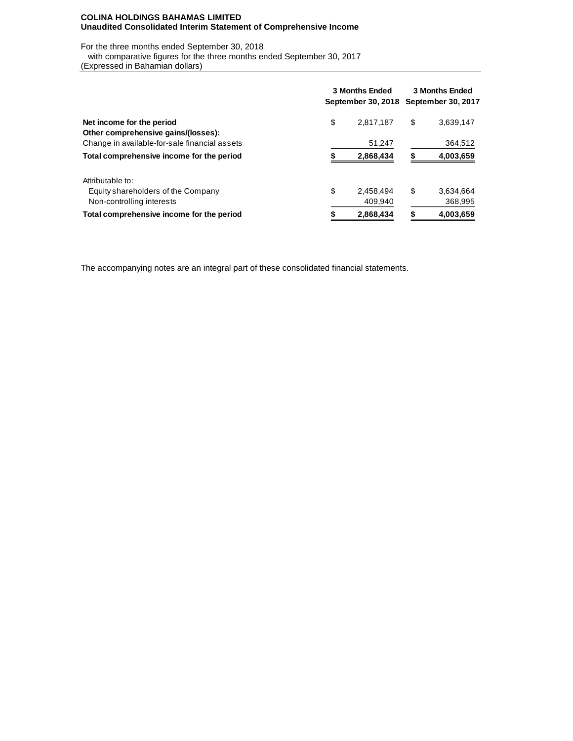**COLINA HOLDINGS BAHAMAS LIMITED**
**Unaudited Consolidated Interim Statement of Comprehensive Income**

For the three months ended September 30, 2018
with comparative figures for the three months ended September 30, 2017
(Expressed in Bahamian dollars)

| | 3 Months Ended September 30, 2018 | 3 Months Ended September 30, 2017 |
|---|---|---|
| **Net income for the period** | $ 2,817,187 | $ 3,639,147 |
| **Other comprehensive gains/(losses):** | | |
| Change in available-for-sale financial assets | 51,247 | 364,512 |
| **Total comprehensive income for the period** | **$ 2,868,434** | **$ 4,003,659** |
| | | |
| Attributable to: | | |
| Equity shareholders of the Company | $ 2,458,494 | $ 3,634,664 |
| Non-controlling interests | 409,940 | 368,995 |
| **Total comprehensive income for the period** | **$ 2,868,434** | **$ 4,003,659** |

The accompanying notes are an integral part of these consolidated financial statements.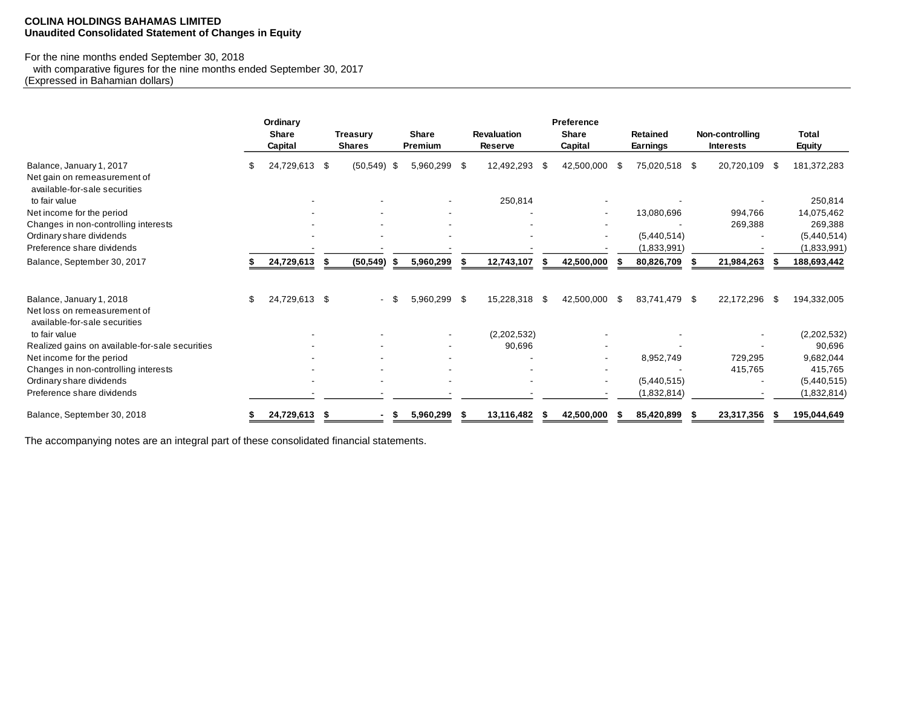**COLINA HOLDINGS BAHAMAS LIMITED**
**Unaudited Consolidated Statement of Changes in Equity**

For the nine months ended September 30, 2018
with comparative figures for the nine months ended September 30, 2017
(Expressed in Bahamian dollars)

| | Ordinary Share Capital | Treasury Shares | Share Premium | Revaluation Reserve | Preference Share Capital | Retained Earnings | Non-controlling Interests | Total Equity |
|---|---|---|---|---|---|---|---|---|
| Balance, January 1, 2017 | $ 24,729,613 | $ (50,549) | $ 5,960,299 | $ 12,492,293 | $ 42,500,000 | $ 75,020,518 | $ 20,720,109 | $ 181,372,283 |
| Net gain on remeasurement of available-for-sale securities to fair value | - | - | - | 250,814 | - | - | - | 250,814 |
| Net income for the period | - | - | - | - | - | 13,080,696 | 994,766 | 14,075,462 |
| Changes in non-controlling interests | - | - | - | - | - | - | 269,388 | 269,388 |
| Ordinary share dividends | - | - | - | - | - | (5,440,514) | - | (5,440,514) |
| Preference share dividends | - | - | - | - | - | (1,833,991) | - | (1,833,991) |
| **Balance, September 30, 2017** | **$ 24,729,613** | **$ (50,549)** | **$ 5,960,299** | **$ 12,743,107** | **$ 42,500,000** | **$ 80,826,709** | **$ 21,984,263** | **$ 188,693,442** |
| | | | | | | | | |
| Balance, January 1, 2018 | $ 24,729,613 | $ - | $ 5,960,299 | $ 15,228,318 | $ 42,500,000 | $ 83,741,479 | $ 22,172,296 | $ 194,332,005 |
| Net loss on remeasurement of available-for-sale securities to fair value | - | - | - | (2,202,532) | - | - | - | (2,202,532) |
| Realized gains on available-for-sale securities | - | - | - | 90,696 | - | - | - | 90,696 |
| Net income for the period | - | - | - | - | - | 8,952,749 | 729,295 | 9,682,044 |
| Changes in non-controlling interests | - | - | - | - | - | - | 415,765 | 415,765 |
| Ordinary share dividends | - | - | - | - | - | (5,440,515) | - | (5,440,515) |
| Preference share dividends | - | - | - | - | - | (1,832,814) | - | (1,832,814) |
| **Balance, September 30, 2018** | **$ 24,729,613** | **$ -** | **$ 5,960,299** | **$ 13,116,482** | **$ 42,500,000** | **$ 85,420,899** | **$ 23,317,356** | **$ 195,044,649** |

The accompanying notes are an integral part of these consolidated financial statements.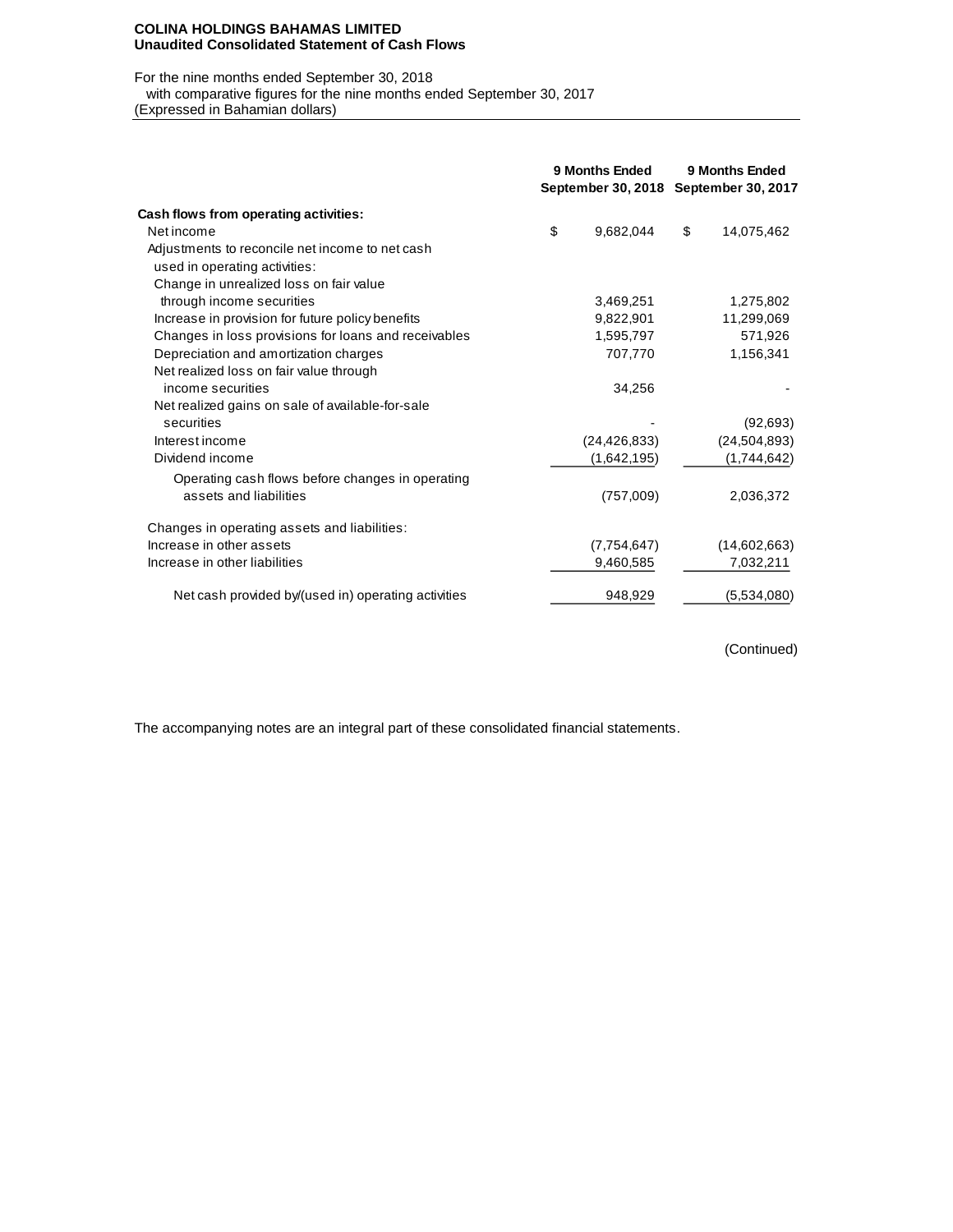**COLINA HOLDINGS BAHAMAS LIMITED**
**Unaudited Consolidated Statement of Cash Flows**

For the nine months ended September 30, 2018
with comparative figures for the nine months ended September 30, 2017
(Expressed in Bahamian dollars)

| | 9 Months Ended September 30, 2018 | 9 Months Ended September 30, 2017 |
|---|---|---|
| **Cash flows from operating activities:** | | |
| Net income | $ 9,682,044 | $ 14,075,462 |
| Adjustments to reconcile net income to net cash used in operating activities: | | |
| Change in unrealized loss on fair value through income securities | 3,469,251 | 1,275,802 |
| Increase in provision for future policy benefits | 9,822,901 | 11,299,069 |
| Changes in loss provisions for loans and receivables | 1,595,797 | 571,926 |
| Depreciation and amortization charges | 707,770 | 1,156,341 |
| Net realized loss on fair value through income securities | 34,256 | - |
| Net realized gains on sale of available-for-sale securities | - | (92,693) |
| Interest income | (24,426,833) | (24,504,893) |
| Dividend income | (1,642,195) | (1,744,642) |
| Operating cash flows before changes in operating assets and liabilities | (757,009) | 2,036,372 |
| Changes in operating assets and liabilities: | | |
| Increase in other assets | (7,754,647) | (14,602,663) |
| Increase in other liabilities | 9,460,585 | 7,032,211 |
| Net cash provided by/(used in) operating activities | 948,929 | (5,534,080) |

(Continued)

The accompanying notes are an integral part of these consolidated financial statements.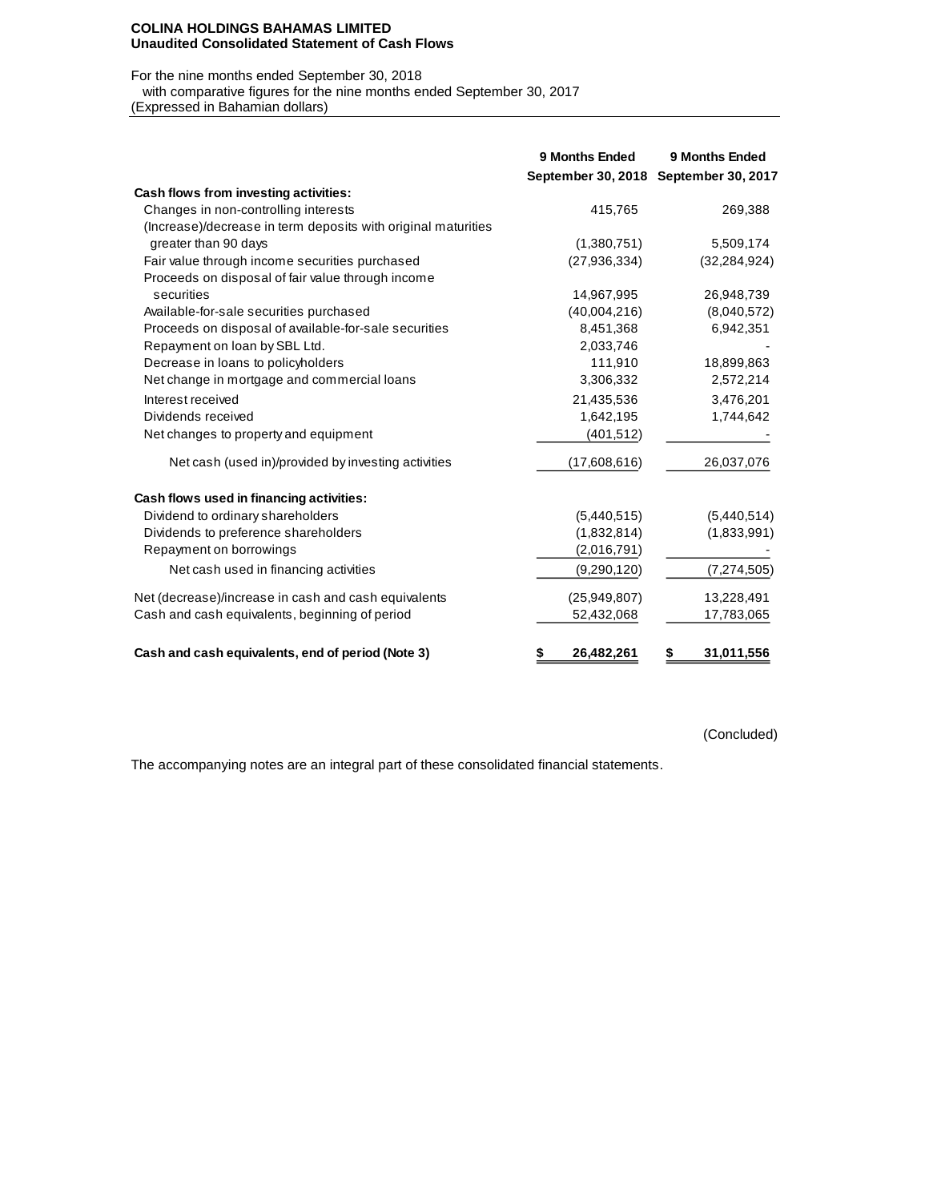**COLINA HOLDINGS BAHAMAS LIMITED**
**Unaudited Consolidated Statement of Cash Flows**

For the nine months ended September 30, 2018
with comparative figures for the nine months ended September 30, 2017
(Expressed in Bahamian dollars)

| | 9 Months Ended September 30, 2018 | 9 Months Ended September 30, 2017 |
|---|---|---|
| **Cash flows from investing activities:** | | |
| Changes in non-controlling interests | 415,765 | 269,388 |
| (Increase)/decrease in term deposits with original maturities greater than 90 days | (1,380,751) | 5,509,174 |
| Fair value through income securities purchased | (27,936,334) | (32,284,924) |
| Proceeds on disposal of fair value through income securities | 14,967,995 | 26,948,739 |
| Available-for-sale securities purchased | (40,004,216) | (8,040,572) |
| Proceeds on disposal of available-for-sale securities | 8,451,368 | 6,942,351 |
| Repayment on loan by SBL Ltd. | 2,033,746 | - |
| Decrease in loans to policyholders | 111,910 | 18,899,863 |
| Net change in mortgage and commercial loans | 3,306,332 | 2,572,214 |
| Interest received | 21,435,536 | 3,476,201 |
| Dividends received | 1,642,195 | 1,744,642 |
| Net changes to property and equipment | (401,512) | - |
| Net cash (used in)/provided by investing activities | (17,608,616) | 26,037,076 |
| **Cash flows used in financing activities:** | | |
| Dividend to ordinary shareholders | (5,440,515) | (5,440,514) |
| Dividends to preference shareholders | (1,832,814) | (1,833,991) |
| Repayment on borrowings | (2,016,791) | - |
| Net cash used in financing activities | (9,290,120) | (7,274,505) |
| Net (decrease)/increase in cash and cash equivalents | (25,949,807) | 13,228,491 |
| Cash and cash equivalents, beginning of period | 52,432,068 | 17,783,065 |
| **Cash and cash equivalents, end of period (Note 3)** | **$ 26,482,261** | **$ 31,011,556** |

(Concluded)

The accompanying notes are an integral part of these consolidated financial statements.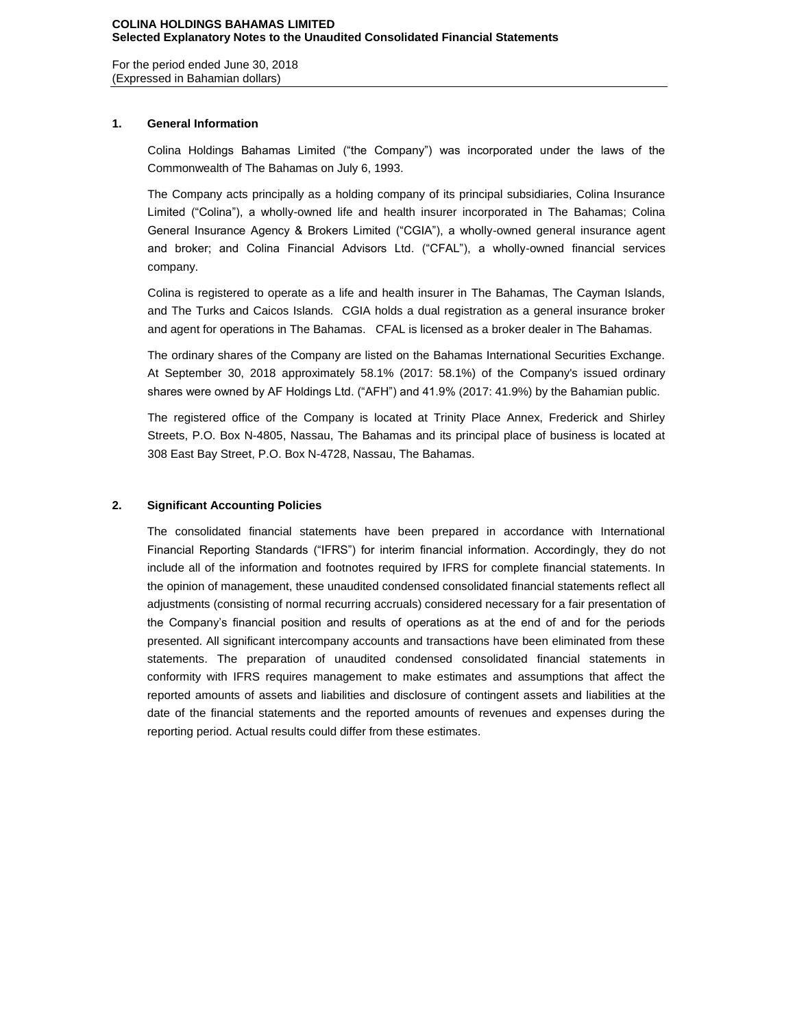**COLINA HOLDINGS BAHAMAS LIMITED**
**Selected Explanatory Notes to the Unaudited Consolidated Financial Statements**

For the period ended June 30, 2018
(Expressed in Bahamian dollars)

## 1. General Information

Colina Holdings Bahamas Limited ("the Company") was incorporated under the laws of the Commonwealth of The Bahamas on July 6, 1993.

The Company acts principally as a holding company of its principal subsidiaries, Colina Insurance Limited ("Colina"), a wholly-owned life and health insurer incorporated in The Bahamas; Colina General Insurance Agency & Brokers Limited ("CGIA"), a wholly-owned general insurance agent and broker; and Colina Financial Advisors Ltd. ("CFAL"), a wholly-owned financial services company.

Colina is registered to operate as a life and health insurer in The Bahamas, The Cayman Islands, and The Turks and Caicos Islands. CGIA holds a dual registration as a general insurance broker and agent for operations in The Bahamas. CFAL is licensed as a broker dealer in The Bahamas.

The ordinary shares of the Company are listed on the Bahamas International Securities Exchange. At September 30, 2018 approximately 58.1% (2017: 58.1%) of the Company's issued ordinary shares were owned by AF Holdings Ltd. ("AFH") and 41.9% (2017: 41.9%) by the Bahamian public.

The registered office of the Company is located at Trinity Place Annex, Frederick and Shirley Streets, P.O. Box N-4805, Nassau, The Bahamas and its principal place of business is located at 308 East Bay Street, P.O. Box N-4728, Nassau, The Bahamas.

## 2. Significant Accounting Policies

The consolidated financial statements have been prepared in accordance with International Financial Reporting Standards ("IFRS") for interim financial information. Accordingly, they do not include all of the information and footnotes required by IFRS for complete financial statements. In the opinion of management, these unaudited condensed consolidated financial statements reflect all adjustments (consisting of normal recurring accruals) considered necessary for a fair presentation of the Company's financial position and results of operations as at the end of and for the periods presented. All significant intercompany accounts and transactions have been eliminated from these statements. The preparation of unaudited condensed consolidated financial statements in conformity with IFRS requires management to make estimates and assumptions that affect the reported amounts of assets and liabilities and disclosure of contingent assets and liabilities at the date of the financial statements and the reported amounts of revenues and expenses during the reporting period. Actual results could differ from these estimates.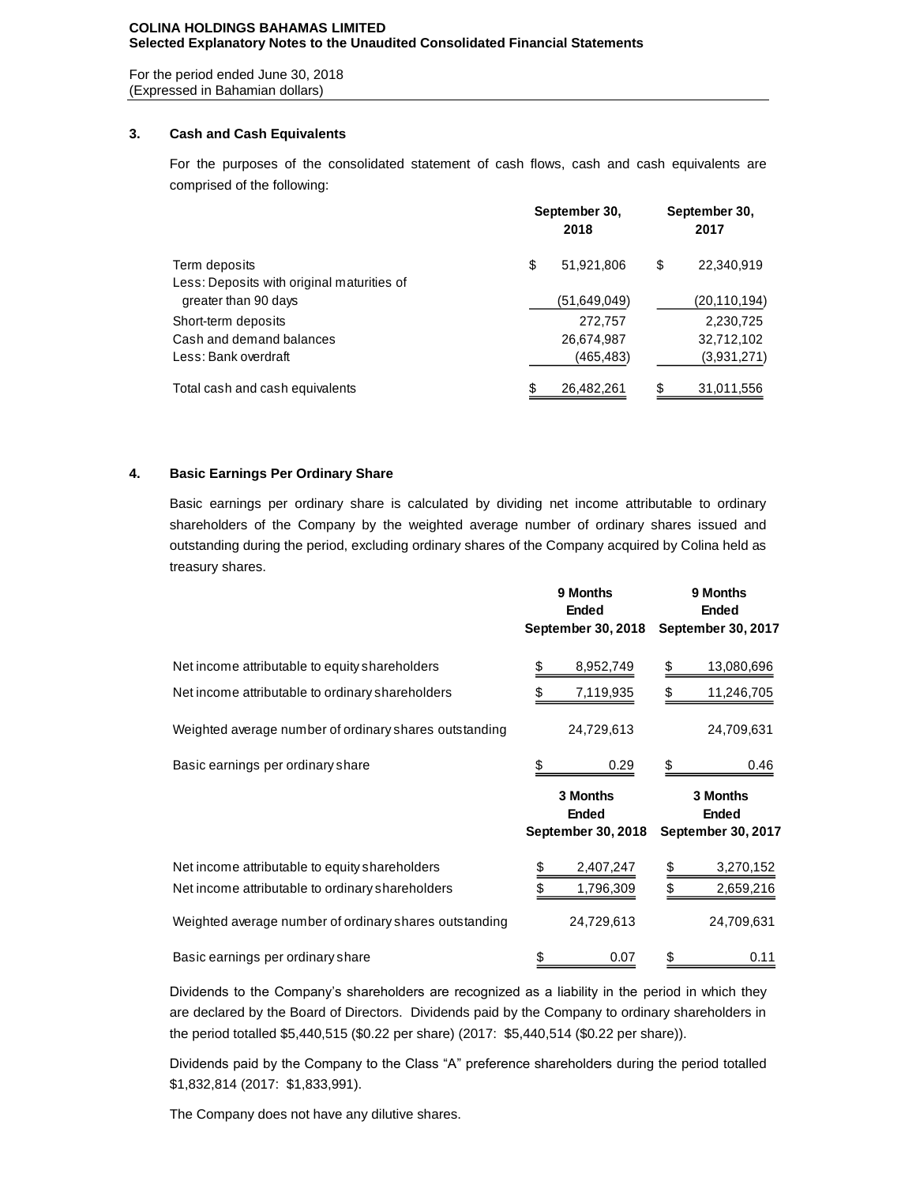**COLINA HOLDINGS BAHAMAS LIMITED**
**Selected Explanatory Notes to the Unaudited Consolidated Financial Statements**

For the period ended June 30, 2018
(Expressed in Bahamian dollars)

## 3. Cash and Cash Equivalents

For the purposes of the consolidated statement of cash flows, cash and cash equivalents are comprised of the following:

| | September 30, 2018 | September 30, 2017 |
|---|---|---|
| Term deposits | $ 51,921,806 | $ 22,340,919 |
| Less: Deposits with original maturities of greater than 90 days | (51,649,049) | (20,110,194) |
| Short-term deposits | 272,757 | 2,230,725 |
| Cash and demand balances | 26,674,987 | 32,712,102 |
| Less: Bank overdraft | (465,483) | (3,931,271) |
| Total cash and cash equivalents | $ 26,482,261 | $ 31,011,556 |

## 4. Basic Earnings Per Ordinary Share

Basic earnings per ordinary share is calculated by dividing net income attributable to ordinary shareholders of the Company by the weighted average number of ordinary shares issued and outstanding during the period, excluding ordinary shares of the Company acquired by Colina held as treasury shares.

| | 9 Months Ended September 30, 2018 | 9 Months Ended September 30, 2017 |
|---|---|---|
| Net income attributable to equity shareholders | $ 8,952,749 | $ 13,080,696 |
| Net income attributable to ordinary shareholders | $ 7,119,935 | $ 11,246,705 |
| Weighted average number of ordinary shares outstanding | 24,729,613 | 24,709,631 |
| Basic earnings per ordinary share | $ 0.29 | $ 0.46 |

| | 3 Months Ended September 30, 2018 | 3 Months Ended September 30, 2017 |
|---|---|---|
| Net income attributable to equity shareholders | $ 2,407,247 | $ 3,270,152 |
| Net income attributable to ordinary shareholders | $ 1,796,309 | $ 2,659,216 |
| Weighted average number of ordinary shares outstanding | 24,729,613 | 24,709,631 |
| Basic earnings per ordinary share | $ 0.07 | $ 0.11 |

Dividends to the Company's shareholders are recognized as a liability in the period in which they are declared by the Board of Directors. Dividends paid by the Company to ordinary shareholders in the period totalled $5,440,515 ($0.22 per share) (2017: $5,440,514 ($0.22 per share)).

Dividends paid by the Company to the Class "A" preference shareholders during the period totalled $1,832,814 (2017: $1,833,991).

The Company does not have any dilutive shares.